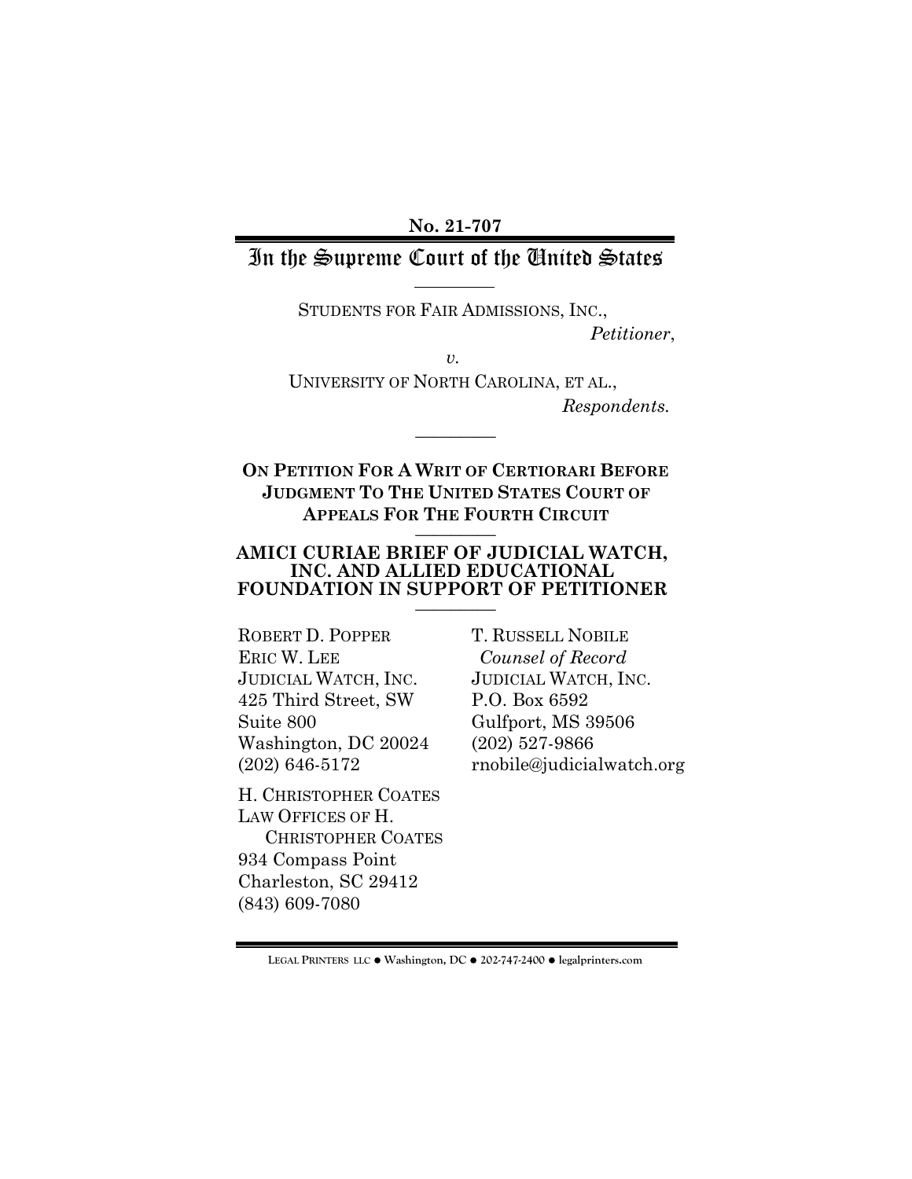**No. 21-707**

# In the Supreme Court of the United States

STUDENTS FOR FAIR ADMISSIONS, INC.,
*Petitioner*,

*v.*

UNIVERSITY OF NORTH CAROLINA, ET AL.,
*Respondents.*

**ON PETITION FOR A WRIT OF CERTIORARI BEFORE JUDGMENT TO THE UNITED STATES COURT OF APPEALS FOR THE FOURTH CIRCUIT**

**AMICI CURIAE BRIEF OF JUDICIAL WATCH, INC. AND ALLIED EDUCATIONAL FOUNDATION IN SUPPORT OF PETITIONER**

ROBERT D. POPPER
ERIC W. LEE
JUDICIAL WATCH, INC.
425 Third Street, SW
Suite 800
Washington, DC 20024
(202) 646-5172

H. CHRISTOPHER COATES
LAW OFFICES OF H. CHRISTOPHER COATES
934 Compass Point
Charleston, SC 29412
(843) 609-7080

T. RUSSELL NOBILE
*Counsel of Record*
JUDICIAL WATCH, INC.
P.O. Box 6592
Gulfport, MS 39506
(202) 527-9866
rnobile@judicialwatch.org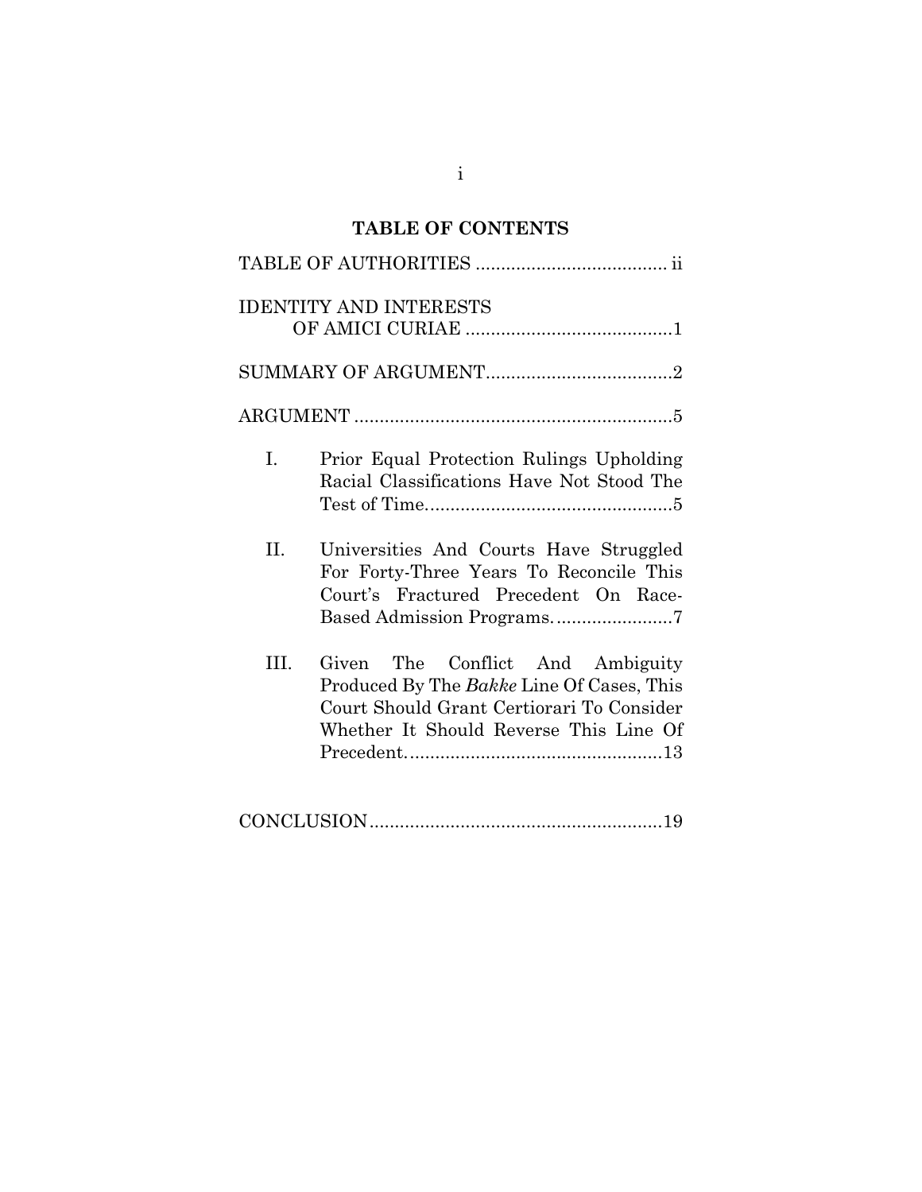## TABLE OF CONTENTS

TABLE OF AUTHORITIES ..................................... ii

IDENTITY AND INTERESTS OF AMICI CURIAE .........................................1

SUMMARY OF ARGUMENT....................................2

ARGUMENT ...............................................................5

I. Prior Equal Protection Rulings Upholding Racial Classifications Have Not Stood The Test of Time.................................................5

II. Universities And Courts Have Struggled For Forty-Three Years To Reconcile This Court's Fractured Precedent On Race-Based Admission Programs........................7

III. Given The Conflict And Ambiguity Produced By The *Bakke* Line Of Cases, This Court Should Grant Certiorari To Consider Whether It Should Reverse This Line Of Precedent...................................................13

CONCLUSION..........................................................19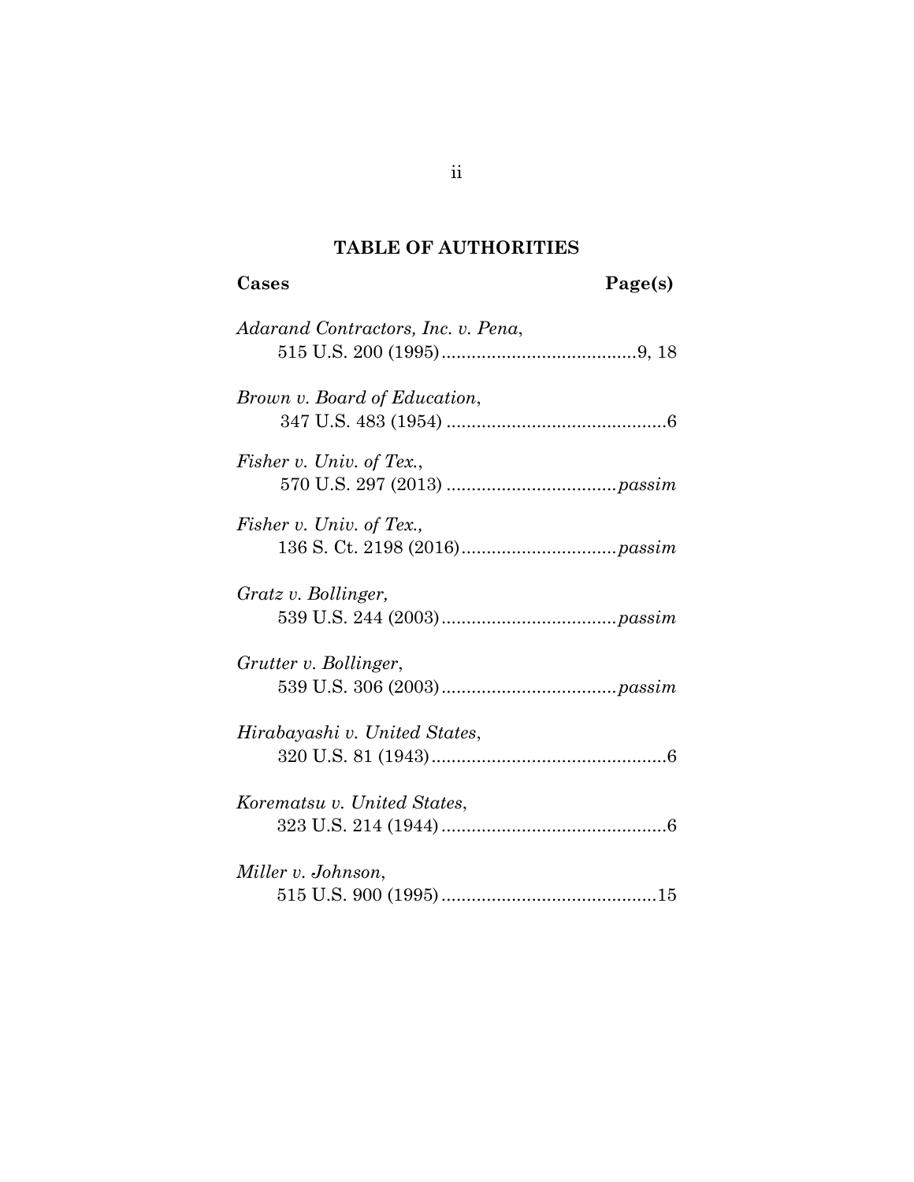## TABLE OF AUTHORITIES

**Cases** **Page(s)**

*Adarand Contractors, Inc. v. Pena*,
515 U.S. 200 (1995)........................................9, 18

*Brown v. Board of Education*,
347 U.S. 483 (1954) ............................................6

*Fisher v. Univ. of Tex.*,
570 U.S. 297 (2013) ..................................*passim*

*Fisher v. Univ. of Tex.,*
136 S. Ct. 2198 (2016)...............................*passim*

*Gratz v. Bollinger,*
539 U.S. 244 (2003)...................................*passim*

*Grutter v. Bollinger*,
539 U.S. 306 (2003)...................................*passim*

*Hirabayashi v. United States*,
320 U.S. 81 (1943)...............................................6

*Korematsu v. United States*,
323 U.S. 214 (1944).............................................6

*Miller v. Johnson*,
515 U.S. 900 (1995)...........................................15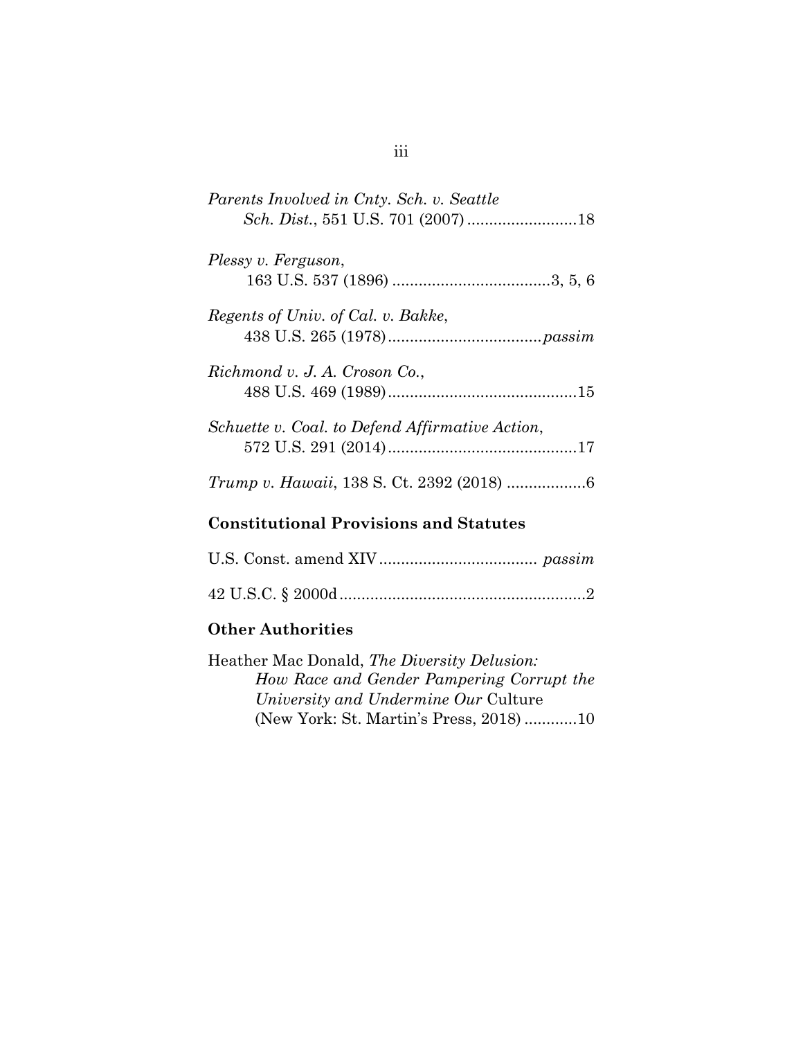*Parents Involved in Cnty. Sch. v. Seattle Sch. Dist.*, 551 U.S. 701 (2007) .........................18

*Plessy v. Ferguson*, 163 U.S. 537 (1896) ....................................3, 5, 6

*Regents of Univ. of Cal. v. Bakke*, 438 U.S. 265 (1978)...................................*passim*

*Richmond v. J. A. Croson Co.*, 488 U.S. 469 (1989)...........................................15

*Schuette v. Coal. to Defend Affirmative Action*, 572 U.S. 291 (2014)...........................................17

*Trump v. Hawaii*, 138 S. Ct. 2392 (2018) ..................6

### Constitutional Provisions and Statutes

U.S. Const. amend XIV.................................... *passim*

42 U.S.C. § 2000d........................................................2

### Other Authorities

Heather Mac Donald, *The Diversity Delusion: How Race and Gender Pampering Corrupt the University and Undermine Our* Culture (New York: St. Martin's Press, 2018) ............10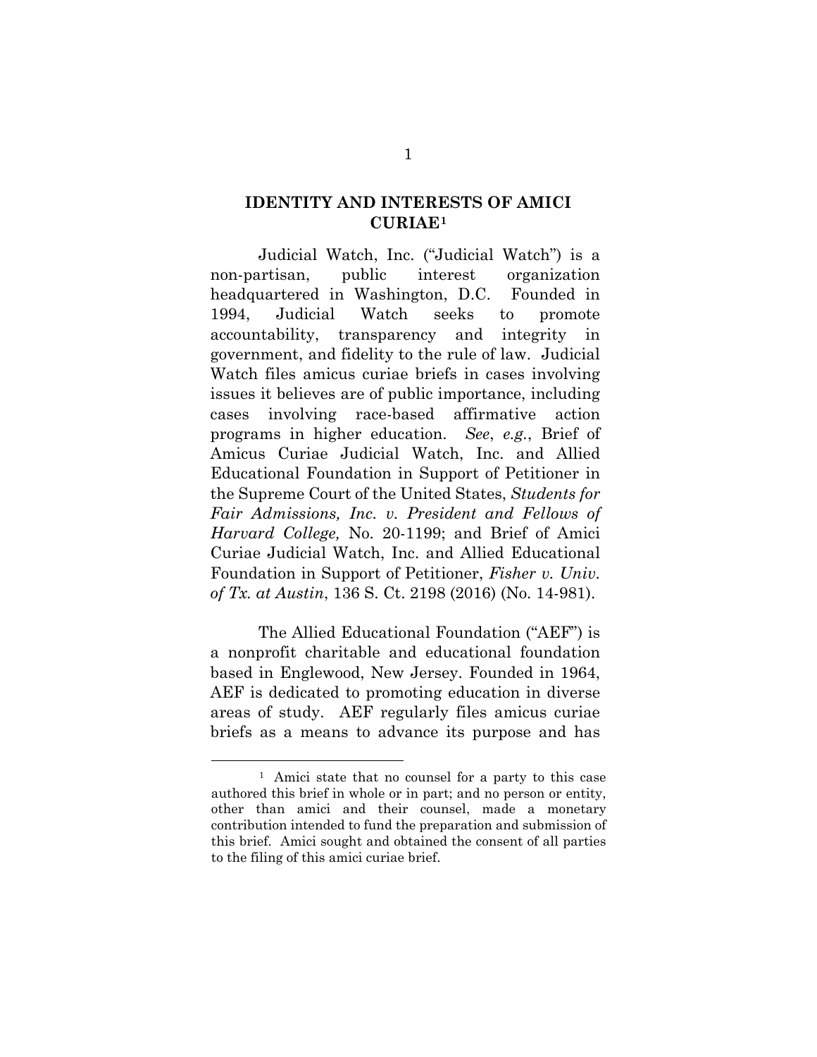## IDENTITY AND INTERESTS OF AMICI CURIAE[1]

Judicial Watch, Inc. ("Judicial Watch") is a non-partisan, public interest organization headquartered in Washington, D.C. Founded in 1994, Judicial Watch seeks to promote accountability, transparency and integrity in government, and fidelity to the rule of law. Judicial Watch files amicus curiae briefs in cases involving issues it believes are of public importance, including cases involving race-based affirmative action programs in higher education. *See*, *e.g.*, Brief of Amicus Curiae Judicial Watch, Inc. and Allied Educational Foundation in Support of Petitioner in the Supreme Court of the United States, *Students for Fair Admissions, Inc. v. President and Fellows of Harvard College,* No. 20-1199; and Brief of Amici Curiae Judicial Watch, Inc. and Allied Educational Foundation in Support of Petitioner, *Fisher v. Univ. of Tx. at Austin*, 136 S. Ct. 2198 (2016) (No. 14-981).

The Allied Educational Foundation ("AEF") is a nonprofit charitable and educational foundation based in Englewood, New Jersey. Founded in 1964, AEF is dedicated to promoting education in diverse areas of study. AEF regularly files amicus curiae briefs as a means to advance its purpose and has

[1] Amici state that no counsel for a party to this case authored this brief in whole or in part; and no person or entity, other than amici and their counsel, made a monetary contribution intended to fund the preparation and submission of this brief. Amici sought and obtained the consent of all parties to the filing of this amici curiae brief.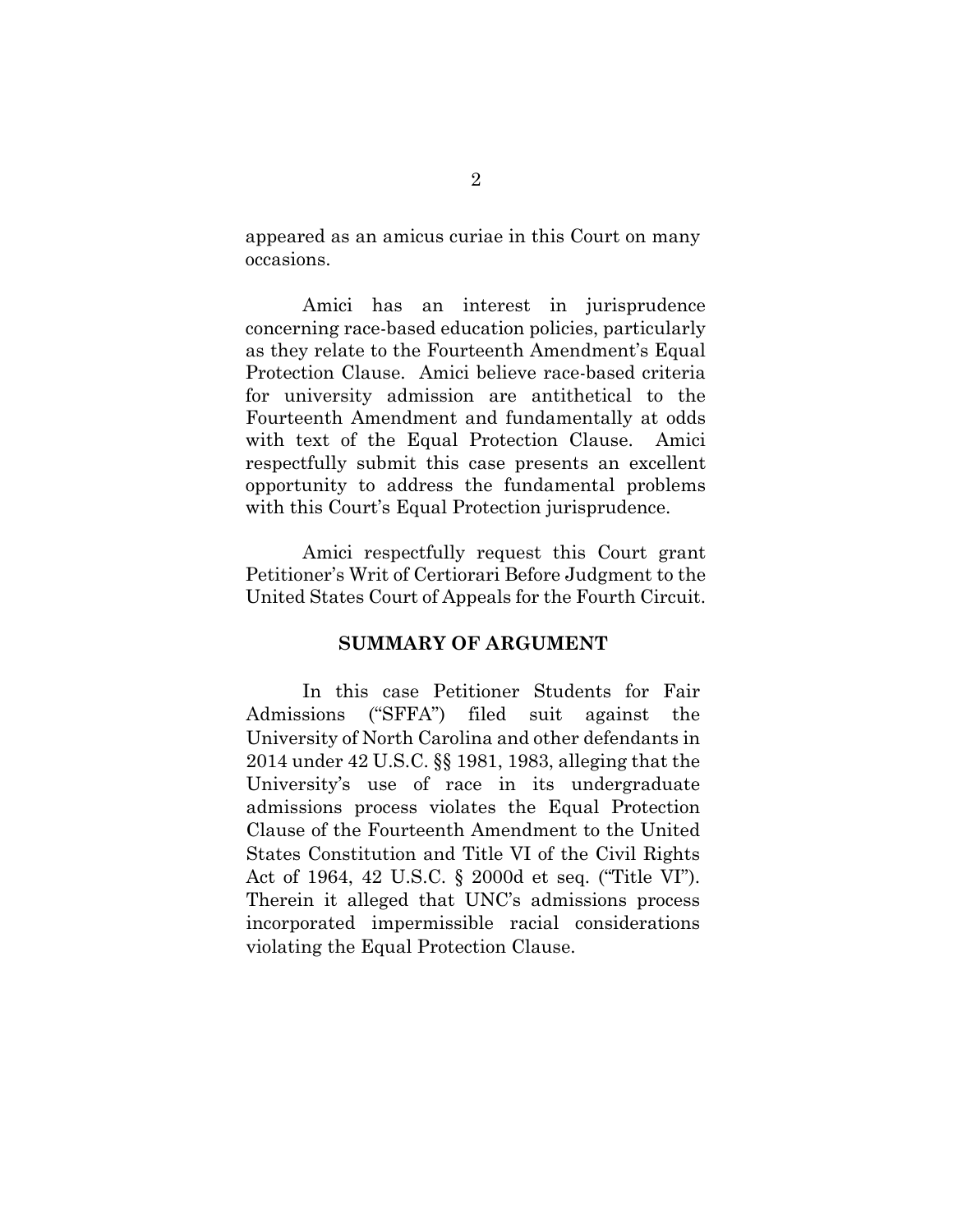appeared as an amicus curiae in this Court on many occasions.

Amici has an interest in jurisprudence concerning race-based education policies, particularly as they relate to the Fourteenth Amendment's Equal Protection Clause. Amici believe race-based criteria for university admission are antithetical to the Fourteenth Amendment and fundamentally at odds with text of the Equal Protection Clause. Amici respectfully submit this case presents an excellent opportunity to address the fundamental problems with this Court's Equal Protection jurisprudence.

Amici respectfully request this Court grant Petitioner's Writ of Certiorari Before Judgment to the United States Court of Appeals for the Fourth Circuit.

## SUMMARY OF ARGUMENT

In this case Petitioner Students for Fair Admissions ("SFFA") filed suit against the University of North Carolina and other defendants in 2014 under 42 U.S.C. §§ 1981, 1983, alleging that the University's use of race in its undergraduate admissions process violates the Equal Protection Clause of the Fourteenth Amendment to the United States Constitution and Title VI of the Civil Rights Act of 1964, 42 U.S.C. § 2000d et seq. ("Title VI"). Therein it alleged that UNC's admissions process incorporated impermissible racial considerations violating the Equal Protection Clause.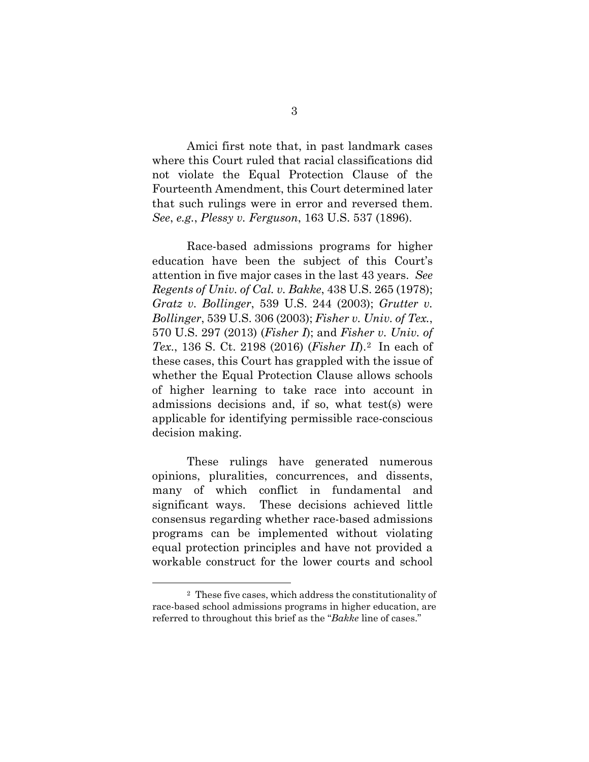Amici first note that, in past landmark cases where this Court ruled that racial classifications did not violate the Equal Protection Clause of the Fourteenth Amendment, this Court determined later that such rulings were in error and reversed them. *See*, *e.g.*, *Plessy v. Ferguson*, 163 U.S. 537 (1896).

Race-based admissions programs for higher education have been the subject of this Court's attention in five major cases in the last 43 years. *See Regents of Univ. of Cal. v. Bakke*, 438 U.S. 265 (1978); *Gratz v. Bollinger*, 539 U.S. 244 (2003); *Grutter v. Bollinger*, 539 U.S. 306 (2003); *Fisher v. Univ. of Tex.*, 570 U.S. 297 (2013) (*Fisher I*); and *Fisher v. Univ. of Tex.*, 136 S. Ct. 2198 (2016) (*Fisher II*).[2] In each of these cases, this Court has grappled with the issue of whether the Equal Protection Clause allows schools of higher learning to take race into account in admissions decisions and, if so, what test(s) were applicable for identifying permissible race-conscious decision making.

These rulings have generated numerous opinions, pluralities, concurrences, and dissents, many of which conflict in fundamental and significant ways. These decisions achieved little consensus regarding whether race-based admissions programs can be implemented without violating equal protection principles and have not provided a workable construct for the lower courts and school

---

[2] These five cases, which address the constitutionality of race-based school admissions programs in higher education, are referred to throughout this brief as the "*Bakke* line of cases."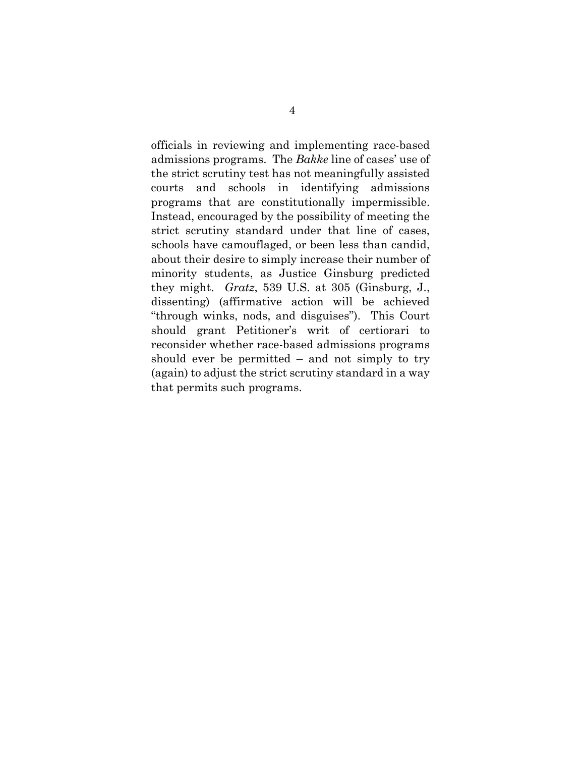officials in reviewing and implementing race-based admissions programs. The *Bakke* line of cases' use of the strict scrutiny test has not meaningfully assisted courts and schools in identifying admissions programs that are constitutionally impermissible. Instead, encouraged by the possibility of meeting the strict scrutiny standard under that line of cases, schools have camouflaged, or been less than candid, about their desire to simply increase their number of minority students, as Justice Ginsburg predicted they might. *Gratz*, 539 U.S. at 305 (Ginsburg, J., dissenting) (affirmative action will be achieved "through winks, nods, and disguises"). This Court should grant Petitioner's writ of certiorari to reconsider whether race-based admissions programs should ever be permitted – and not simply to try (again) to adjust the strict scrutiny standard in a way that permits such programs.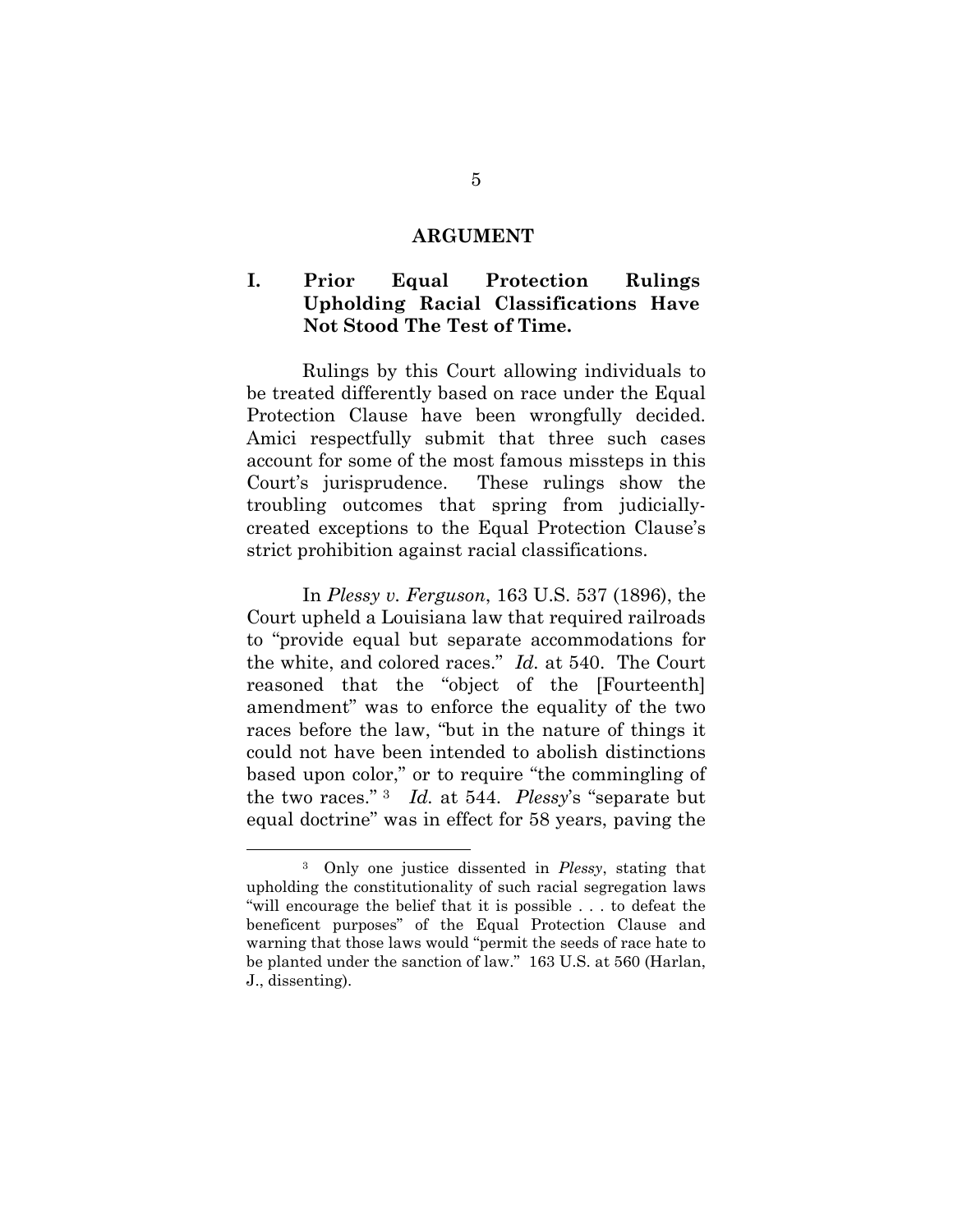## ARGUMENT

### I. Prior Equal Protection Rulings Upholding Racial Classifications Have Not Stood The Test of Time.

Rulings by this Court allowing individuals to be treated differently based on race under the Equal Protection Clause have been wrongfully decided. Amici respectfully submit that three such cases account for some of the most famous missteps in this Court's jurisprudence. These rulings show the troubling outcomes that spring from judicially-created exceptions to the Equal Protection Clause's strict prohibition against racial classifications.

In *Plessy v. Ferguson*, 163 U.S. 537 (1896), the Court upheld a Louisiana law that required railroads to "provide equal but separate accommodations for the white, and colored races." *Id.* at 540. The Court reasoned that the "object of the [Fourteenth] amendment" was to enforce the equality of the two races before the law, "but in the nature of things it could not have been intended to abolish distinctions based upon color," or to require "the commingling of the two races." [3] *Id.* at 544. *Plessy*'s "separate but equal doctrine" was in effect for 58 years, paving the

---

[3] Only one justice dissented in *Plessy*, stating that upholding the constitutionality of such racial segregation laws "will encourage the belief that it is possible . . . to defeat the beneficent purposes" of the Equal Protection Clause and warning that those laws would "permit the seeds of race hate to be planted under the sanction of law." 163 U.S. at 560 (Harlan, J., dissenting).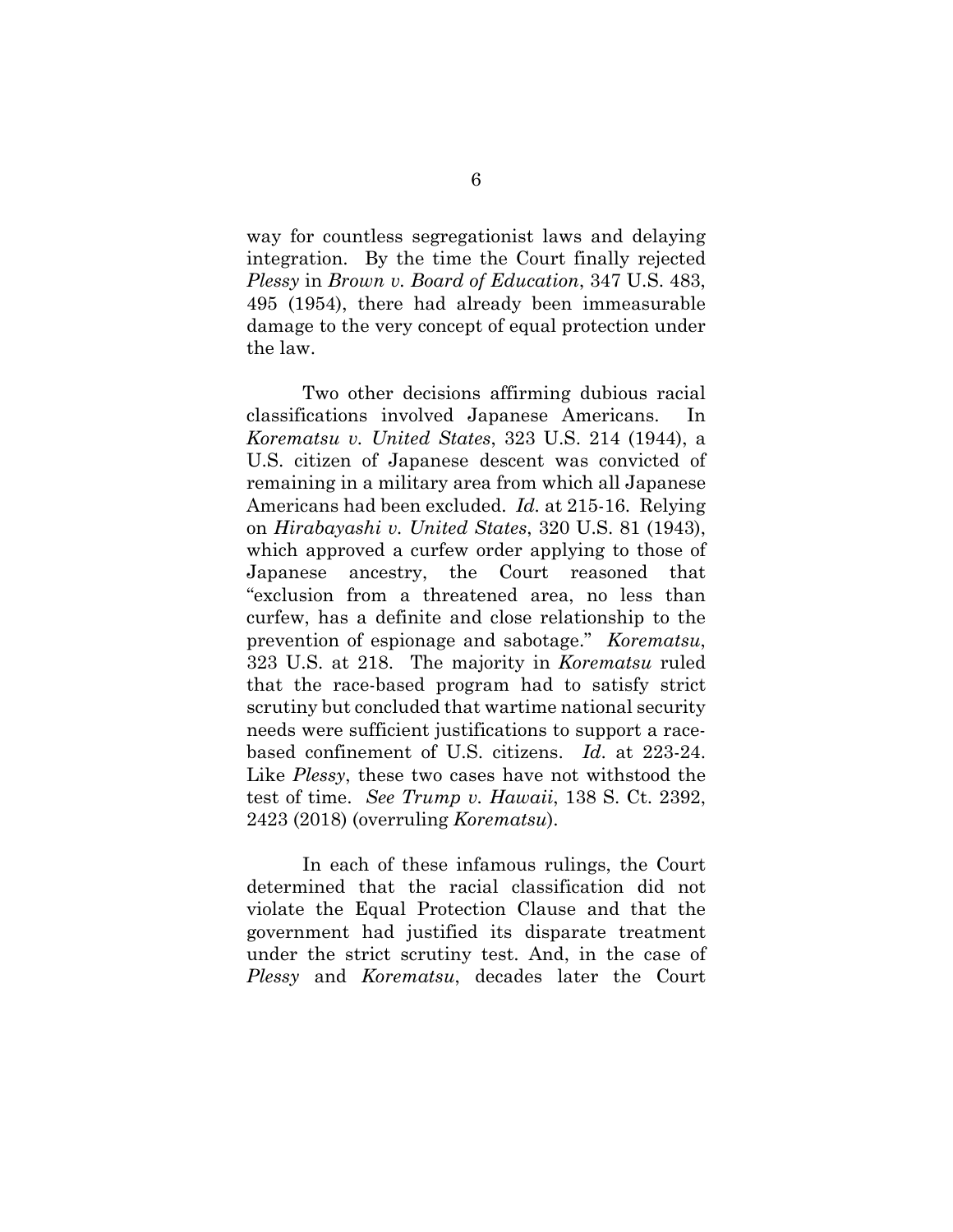way for countless segregationist laws and delaying integration. By the time the Court finally rejected *Plessy* in *Brown v. Board of Education*, 347 U.S. 483, 495 (1954), there had already been immeasurable damage to the very concept of equal protection under the law.

Two other decisions affirming dubious racial classifications involved Japanese Americans. In *Korematsu v. United States*, 323 U.S. 214 (1944), a U.S. citizen of Japanese descent was convicted of remaining in a military area from which all Japanese Americans had been excluded. *Id.* at 215-16. Relying on *Hirabayashi v. United States*, 320 U.S. 81 (1943), which approved a curfew order applying to those of Japanese ancestry, the Court reasoned that "exclusion from a threatened area, no less than curfew, has a definite and close relationship to the prevention of espionage and sabotage." *Korematsu*, 323 U.S. at 218. The majority in *Korematsu* ruled that the race-based program had to satisfy strict scrutiny but concluded that wartime national security needs were sufficient justifications to support a race-based confinement of U.S. citizens. *Id.* at 223-24. Like *Plessy*, these two cases have not withstood the test of time. *See Trump v. Hawaii*, 138 S. Ct. 2392, 2423 (2018) (overruling *Korematsu*).

In each of these infamous rulings, the Court determined that the racial classification did not violate the Equal Protection Clause and that the government had justified its disparate treatment under the strict scrutiny test. And, in the case of *Plessy* and *Korematsu*, decades later the Court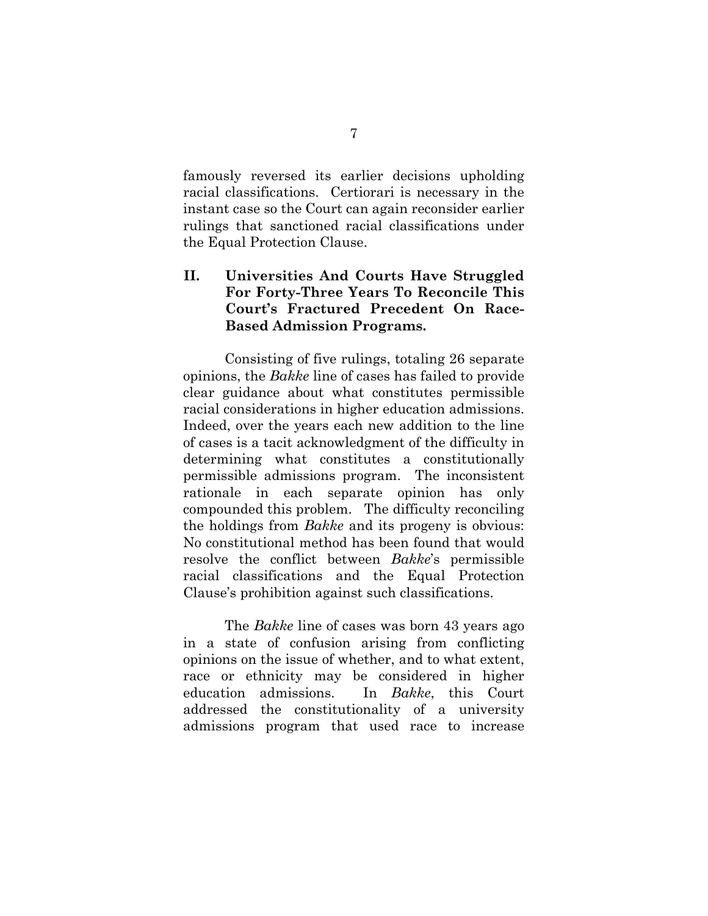famously reversed its earlier decisions upholding racial classifications. Certiorari is necessary in the instant case so the Court can again reconsider earlier rulings that sanctioned racial classifications under the Equal Protection Clause.

## II. Universities And Courts Have Struggled For Forty-Three Years To Reconcile This Court's Fractured Precedent On Race-Based Admission Programs.

Consisting of five rulings, totaling 26 separate opinions, the *Bakke* line of cases has failed to provide clear guidance about what constitutes permissible racial considerations in higher education admissions. Indeed, over the years each new addition to the line of cases is a tacit acknowledgment of the difficulty in determining what constitutes a constitutionally permissible admissions program. The inconsistent rationale in each separate opinion has only compounded this problem. The difficulty reconciling the holdings from *Bakke* and its progeny is obvious: No constitutional method has been found that would resolve the conflict between *Bakke*'s permissible racial classifications and the Equal Protection Clause's prohibition against such classifications.

The *Bakke* line of cases was born 43 years ago in a state of confusion arising from conflicting opinions on the issue of whether, and to what extent, race or ethnicity may be considered in higher education admissions. In *Bakke*, this Court addressed the constitutionality of a university admissions program that used race to increase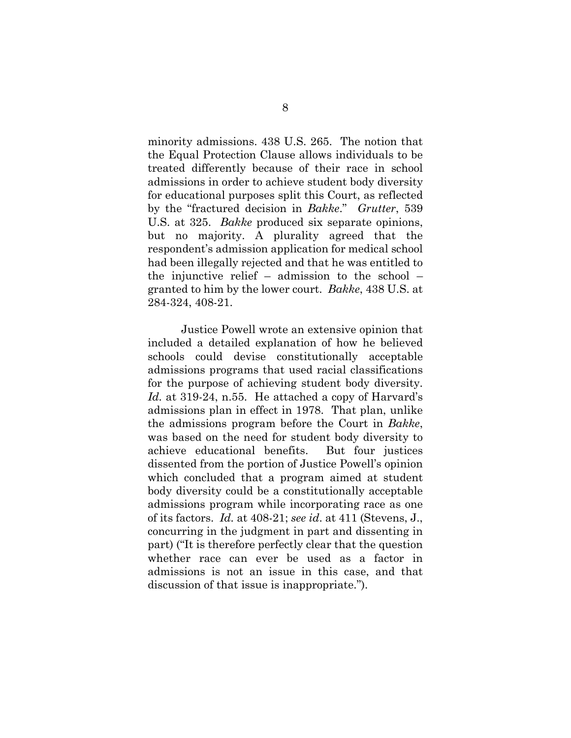minority admissions. 438 U.S. 265. The notion that the Equal Protection Clause allows individuals to be treated differently because of their race in school admissions in order to achieve student body diversity for educational purposes split this Court, as reflected by the "fractured decision in *Bakke*." *Grutter*, 539 U.S. at 325. *Bakke* produced six separate opinions, but no majority. A plurality agreed that the respondent's admission application for medical school had been illegally rejected and that he was entitled to the injunctive relief – admission to the school – granted to him by the lower court. *Bakke*, 438 U.S. at 284-324, 408-21.

Justice Powell wrote an extensive opinion that included a detailed explanation of how he believed schools could devise constitutionally acceptable admissions programs that used racial classifications for the purpose of achieving student body diversity. *Id*. at 319-24, n.55. He attached a copy of Harvard's admissions plan in effect in 1978. That plan, unlike the admissions program before the Court in *Bakke*, was based on the need for student body diversity to achieve educational benefits. But four justices dissented from the portion of Justice Powell's opinion which concluded that a program aimed at student body diversity could be a constitutionally acceptable admissions program while incorporating race as one of its factors. *Id*. at 408-21; *see id*. at 411 (Stevens, J., concurring in the judgment in part and dissenting in part) ("It is therefore perfectly clear that the question whether race can ever be used as a factor in admissions is not an issue in this case, and that discussion of that issue is inappropriate.").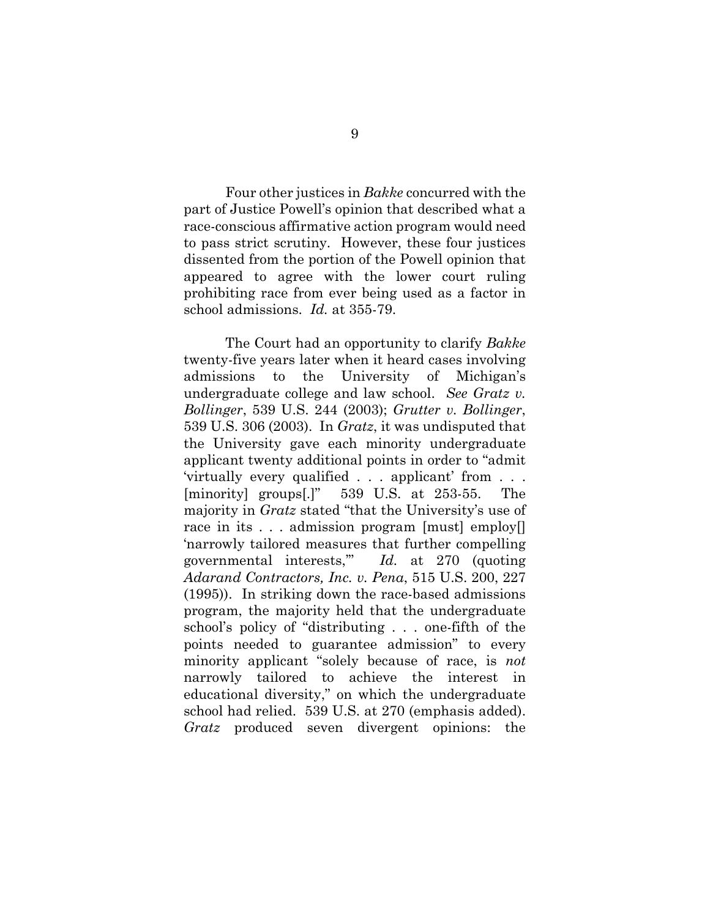Four other justices in *Bakke* concurred with the part of Justice Powell's opinion that described what a race-conscious affirmative action program would need to pass strict scrutiny. However, these four justices dissented from the portion of the Powell opinion that appeared to agree with the lower court ruling prohibiting race from ever being used as a factor in school admissions. *Id.* at 355-79.

The Court had an opportunity to clarify *Bakke* twenty-five years later when it heard cases involving admissions to the University of Michigan's undergraduate college and law school. *See Gratz v. Bollinger*, 539 U.S. 244 (2003); *Grutter v. Bollinger*, 539 U.S. 306 (2003). In *Gratz*, it was undisputed that the University gave each minority undergraduate applicant twenty additional points in order to "admit 'virtually every qualified . . . applicant' from . . . [minority] groups[.]" 539 U.S. at 253-55. The majority in *Gratz* stated "that the University's use of race in its . . . admission program [must] employ[] 'narrowly tailored measures that further compelling governmental interests,'" *Id.* at 270 (quoting *Adarand Contractors, Inc. v. Pena*, 515 U.S. 200, 227 (1995)). In striking down the race-based admissions program, the majority held that the undergraduate school's policy of "distributing . . . one-fifth of the points needed to guarantee admission" to every minority applicant "solely because of race, is *not* narrowly tailored to achieve the interest in educational diversity," on which the undergraduate school had relied. 539 U.S. at 270 (emphasis added). *Gratz* produced seven divergent opinions: the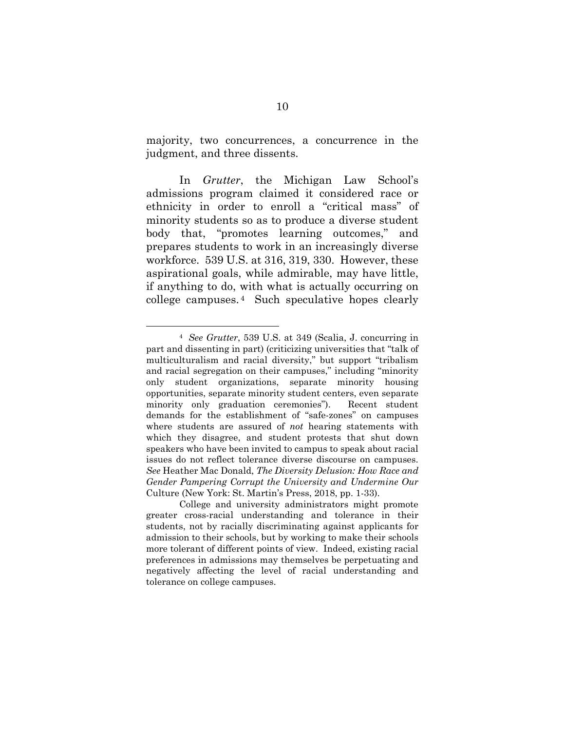majority, two concurrences, a concurrence in the judgment, and three dissents.

In *Grutter*, the Michigan Law School's admissions program claimed it considered race or ethnicity in order to enroll a "critical mass" of minority students so as to produce a diverse student body that, "promotes learning outcomes," and prepares students to work in an increasingly diverse workforce. 539 U.S. at 316, 319, 330. However, these aspirational goals, while admirable, may have little, if anything to do, with what is actually occurring on college campuses.[4] Such speculative hopes clearly

---

[4] *See Grutter*, 539 U.S. at 349 (Scalia, J. concurring in part and dissenting in part) (criticizing universities that "talk of multiculturalism and racial diversity," but support "tribalism and racial segregation on their campuses," including "minority only student organizations, separate minority housing opportunities, separate minority student centers, even separate minority only graduation ceremonies"). Recent student demands for the establishment of "safe-zones" on campuses where students are assured of *not* hearing statements with which they disagree, and student protests that shut down speakers who have been invited to campus to speak about racial issues do not reflect tolerance diverse discourse on campuses. *See* Heather Mac Donald, *The Diversity Delusion: How Race and Gender Pampering Corrupt the University and Undermine Our* Culture (New York: St. Martin's Press, 2018, pp. 1-33).

College and university administrators might promote greater cross-racial understanding and tolerance in their students, not by racially discriminating against applicants for admission to their schools, but by working to make their schools more tolerant of different points of view. Indeed, existing racial preferences in admissions may themselves be perpetuating and negatively affecting the level of racial understanding and tolerance on college campuses.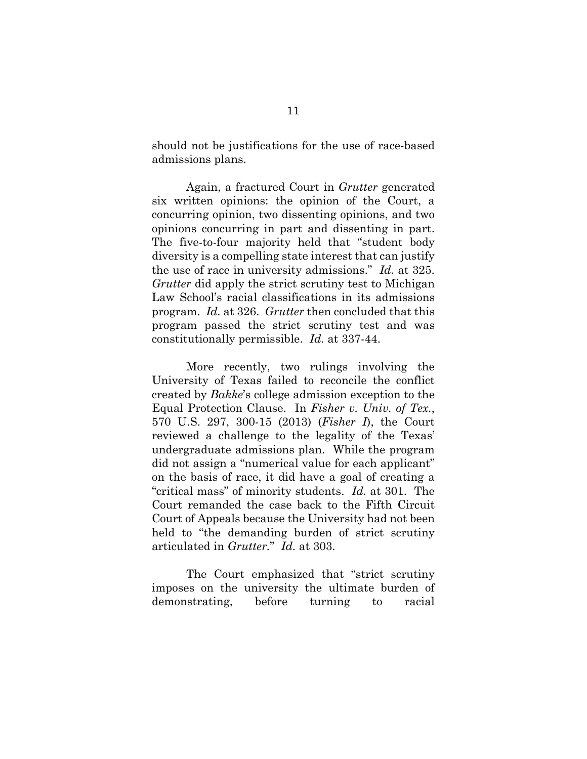should not be justifications for the use of race-based admissions plans.

Again, a fractured Court in *Grutter* generated six written opinions: the opinion of the Court, a concurring opinion, two dissenting opinions, and two opinions concurring in part and dissenting in part. The five-to-four majority held that "student body diversity is a compelling state interest that can justify the use of race in university admissions." *Id.* at 325. *Grutter* did apply the strict scrutiny test to Michigan Law School's racial classifications in its admissions program. *Id.* at 326. *Grutter* then concluded that this program passed the strict scrutiny test and was constitutionally permissible. *Id.* at 337-44.

More recently, two rulings involving the University of Texas failed to reconcile the conflict created by *Bakke*'s college admission exception to the Equal Protection Clause. In *Fisher v. Univ. of Tex.*, 570 U.S. 297, 300-15 (2013) (*Fisher I*), the Court reviewed a challenge to the legality of the Texas' undergraduate admissions plan. While the program did not assign a "numerical value for each applicant" on the basis of race, it did have a goal of creating a "critical mass" of minority students. *Id.* at 301. The Court remanded the case back to the Fifth Circuit Court of Appeals because the University had not been held to "the demanding burden of strict scrutiny articulated in *Grutter*." *Id.* at 303.

The Court emphasized that "strict scrutiny imposes on the university the ultimate burden of demonstrating, before turning to racial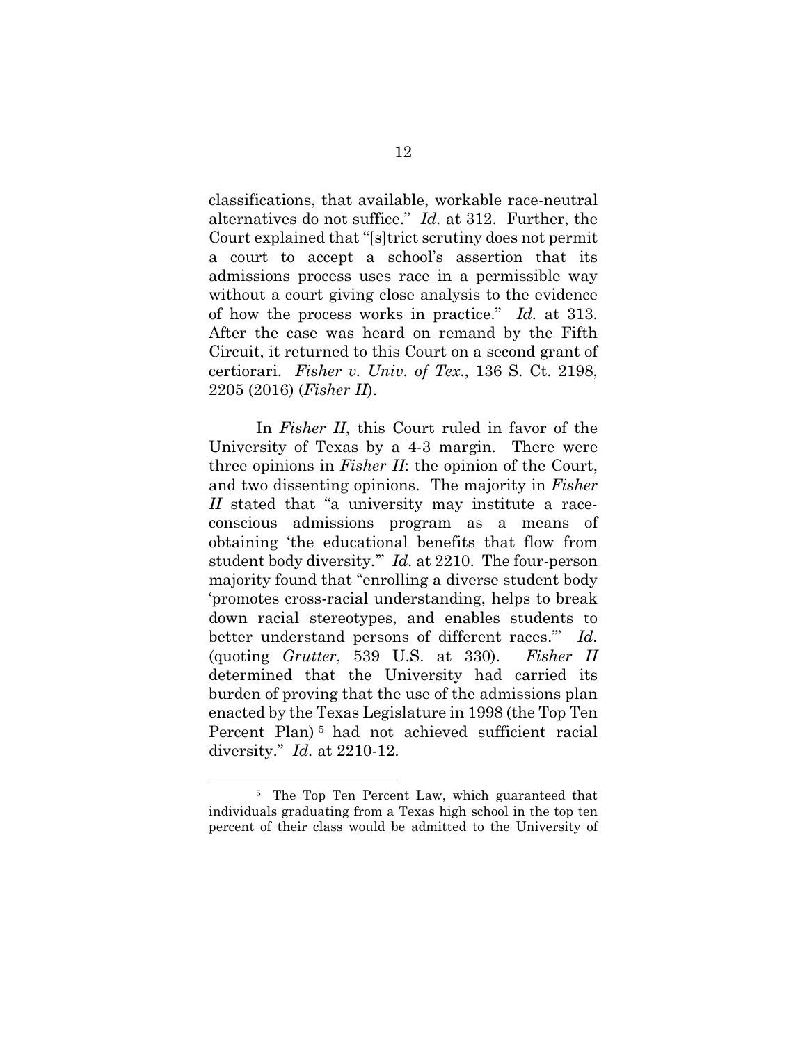classifications, that available, workable race-neutral alternatives do not suffice." *Id.* at 312. Further, the Court explained that "[s]trict scrutiny does not permit a court to accept a school's assertion that its admissions process uses race in a permissible way without a court giving close analysis to the evidence of how the process works in practice." *Id.* at 313. After the case was heard on remand by the Fifth Circuit, it returned to this Court on a second grant of certiorari. *Fisher v. Univ. of Tex.*, 136 S. Ct. 2198, 2205 (2016) (*Fisher II*).

In *Fisher II*, this Court ruled in favor of the University of Texas by a 4-3 margin. There were three opinions in *Fisher II*: the opinion of the Court, and two dissenting opinions. The majority in *Fisher II* stated that "a university may institute a race-conscious admissions program as a means of obtaining 'the educational benefits that flow from student body diversity.'" *Id.* at 2210. The four-person majority found that "enrolling a diverse student body 'promotes cross-racial understanding, helps to break down racial stereotypes, and enables students to better understand persons of different races.'" *Id.* (quoting *Grutter*, 539 U.S. at 330). *Fisher II* determined that the University had carried its burden of proving that the use of the admissions plan enacted by the Texas Legislature in 1998 (the Top Ten Percent Plan) [5] had not achieved sufficient racial diversity." *Id.* at 2210-12.

---

[5] The Top Ten Percent Law, which guaranteed that individuals graduating from a Texas high school in the top ten percent of their class would be admitted to the University of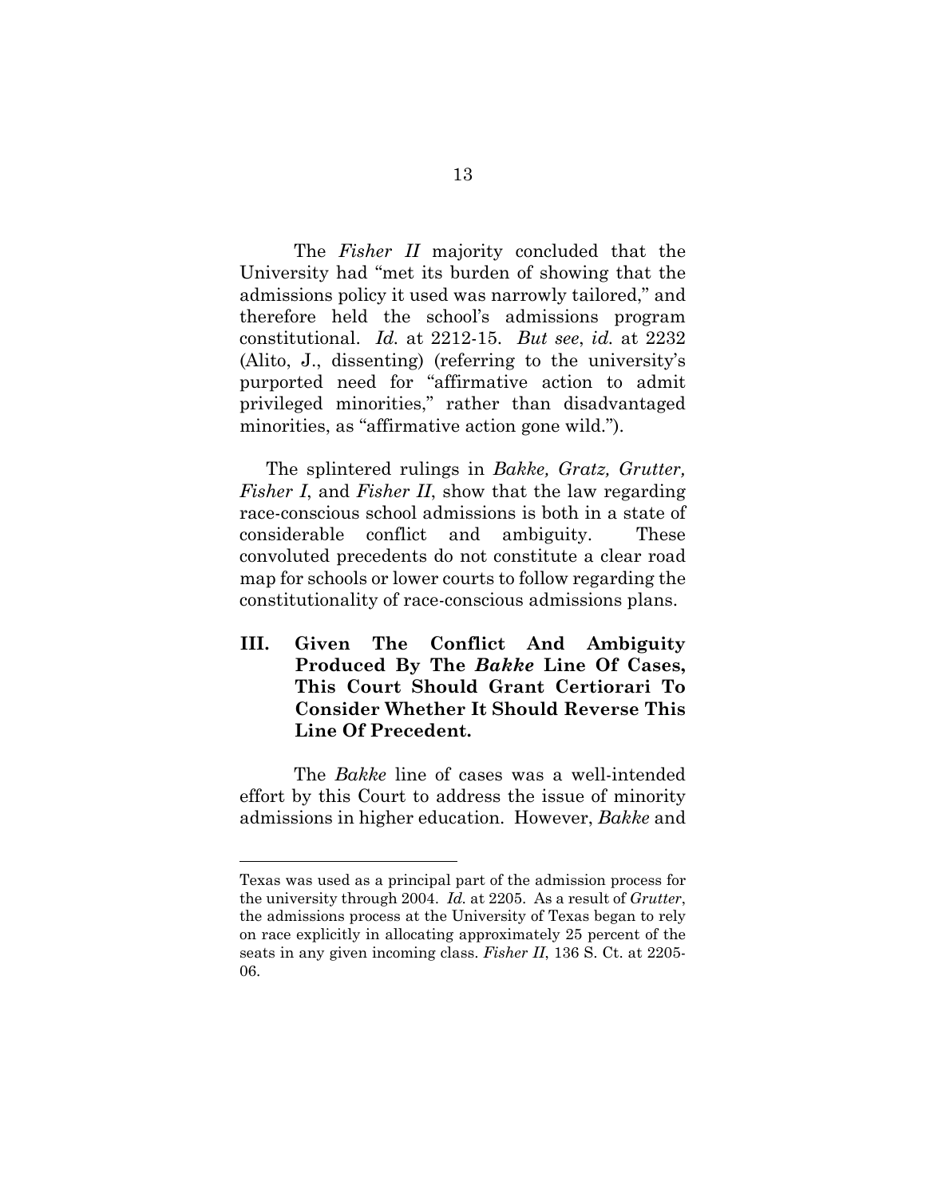The *Fisher II* majority concluded that the University had "met its burden of showing that the admissions policy it used was narrowly tailored," and therefore held the school's admissions program constitutional. *Id.* at 2212-15. *But see*, *id.* at 2232 (Alito, J., dissenting) (referring to the university's purported need for "affirmative action to admit privileged minorities," rather than disadvantaged minorities, as "affirmative action gone wild.").

The splintered rulings in *Bakke, Gratz, Grutter, Fisher I*, and *Fisher II*, show that the law regarding race-conscious school admissions is both in a state of considerable conflict and ambiguity. These convoluted precedents do not constitute a clear road map for schools or lower courts to follow regarding the constitutionality of race-conscious admissions plans.

## III. Given The Conflict And Ambiguity Produced By The *Bakke* Line Of Cases, This Court Should Grant Certiorari To Consider Whether It Should Reverse This Line Of Precedent.

The *Bakke* line of cases was a well-intended effort by this Court to address the issue of minority admissions in higher education. However, *Bakke* and

---

Texas was used as a principal part of the admission process for the university through 2004. *Id.* at 2205. As a result of *Grutter*, the admissions process at the University of Texas began to rely on race explicitly in allocating approximately 25 percent of the seats in any given incoming class. *Fisher II*, 136 S. Ct. at 2205-06.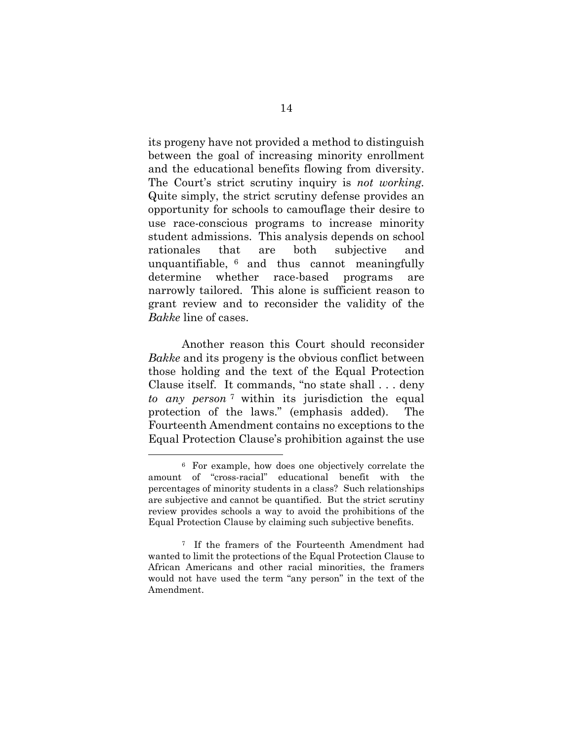its progeny have not provided a method to distinguish between the goal of increasing minority enrollment and the educational benefits flowing from diversity. The Court's strict scrutiny inquiry is *not working*. Quite simply, the strict scrutiny defense provides an opportunity for schools to camouflage their desire to use race-conscious programs to increase minority student admissions. This analysis depends on school rationales that are both subjective and unquantifiable, [6] and thus cannot meaningfully determine whether race-based programs are narrowly tailored. This alone is sufficient reason to grant review and to reconsider the validity of the *Bakke* line of cases.

Another reason this Court should reconsider *Bakke* and its progeny is the obvious conflict between those holding and the text of the Equal Protection Clause itself. It commands, "no state shall . . . deny *to any person* [7] within its jurisdiction the equal protection of the laws." (emphasis added). The Fourteenth Amendment contains no exceptions to the Equal Protection Clause's prohibition against the use

---

[6] For example, how does one objectively correlate the amount of "cross-racial" educational benefit with the percentages of minority students in a class? Such relationships are subjective and cannot be quantified. But the strict scrutiny review provides schools a way to avoid the prohibitions of the Equal Protection Clause by claiming such subjective benefits.

[7] If the framers of the Fourteenth Amendment had wanted to limit the protections of the Equal Protection Clause to African Americans and other racial minorities, the framers would not have used the term "any person" in the text of the Amendment.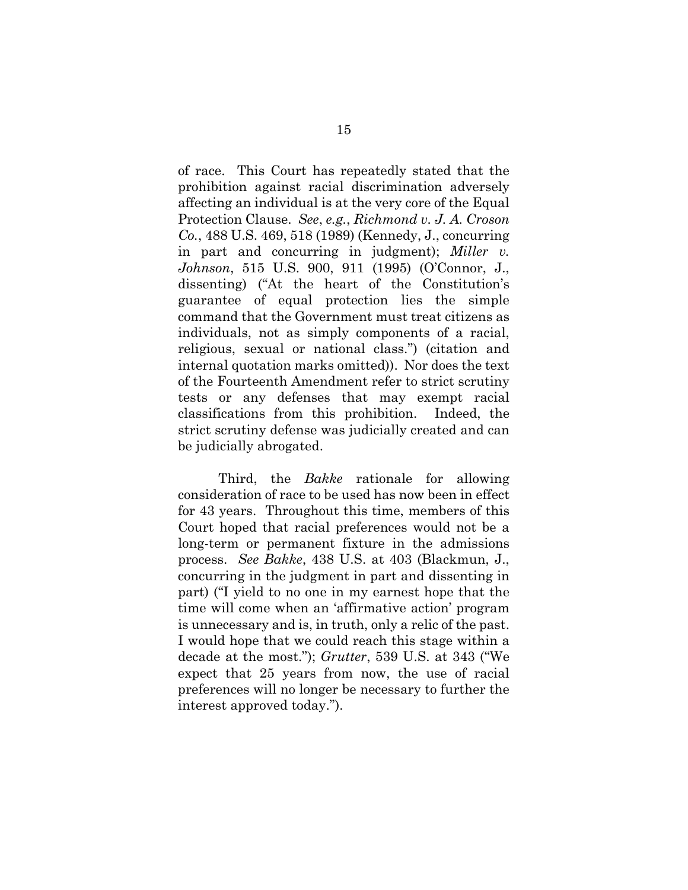of race. This Court has repeatedly stated that the prohibition against racial discrimination adversely affecting an individual is at the very core of the Equal Protection Clause. *See*, *e.g.*, *Richmond v. J. A. Croson Co.*, 488 U.S. 469, 518 (1989) (Kennedy, J., concurring in part and concurring in judgment); *Miller v. Johnson*, 515 U.S. 900, 911 (1995) (O'Connor, J., dissenting) ("At the heart of the Constitution's guarantee of equal protection lies the simple command that the Government must treat citizens as individuals, not as simply components of a racial, religious, sexual or national class.") (citation and internal quotation marks omitted)). Nor does the text of the Fourteenth Amendment refer to strict scrutiny tests or any defenses that may exempt racial classifications from this prohibition. Indeed, the strict scrutiny defense was judicially created and can be judicially abrogated.

Third, the *Bakke* rationale for allowing consideration of race to be used has now been in effect for 43 years. Throughout this time, members of this Court hoped that racial preferences would not be a long-term or permanent fixture in the admissions process. *See Bakke*, 438 U.S. at 403 (Blackmun, J., concurring in the judgment in part and dissenting in part) ("I yield to no one in my earnest hope that the time will come when an 'affirmative action' program is unnecessary and is, in truth, only a relic of the past. I would hope that we could reach this stage within a decade at the most."); *Grutter*, 539 U.S. at 343 ("We expect that 25 years from now, the use of racial preferences will no longer be necessary to further the interest approved today.").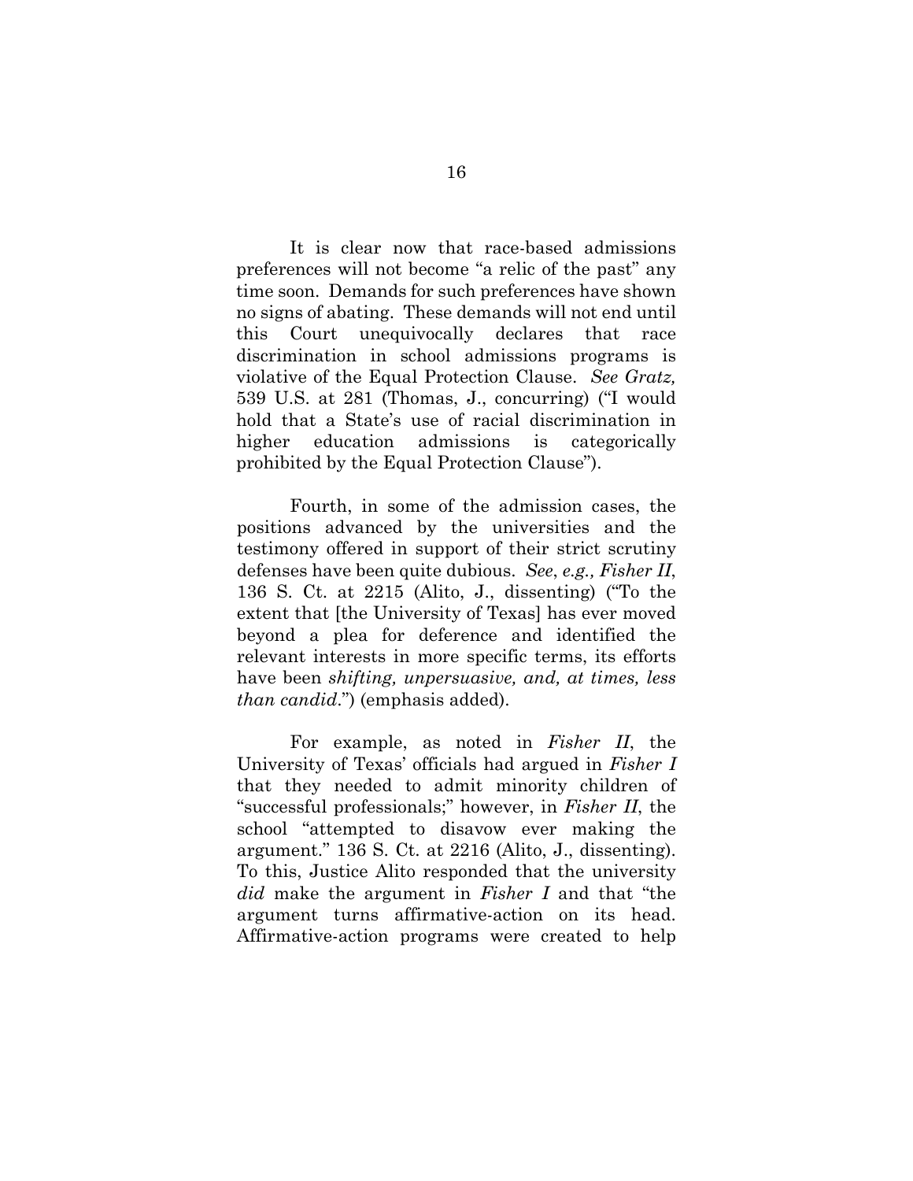It is clear now that race-based admissions preferences will not become "a relic of the past" any time soon. Demands for such preferences have shown no signs of abating. These demands will not end until this Court unequivocally declares that race discrimination in school admissions programs is violative of the Equal Protection Clause. *See Gratz,* 539 U.S. at 281 (Thomas, J., concurring) ("I would hold that a State's use of racial discrimination in higher education admissions is categorically prohibited by the Equal Protection Clause").

Fourth, in some of the admission cases, the positions advanced by the universities and the testimony offered in support of their strict scrutiny defenses have been quite dubious. *See*, *e.g., Fisher II*, 136 S. Ct. at 2215 (Alito, J., dissenting) ("To the extent that [the University of Texas] has ever moved beyond a plea for deference and identified the relevant interests in more specific terms, its efforts have been *shifting, unpersuasive, and, at times, less than candid*.") (emphasis added).

For example, as noted in *Fisher II*, the University of Texas' officials had argued in *Fisher I* that they needed to admit minority children of "successful professionals;" however, in *Fisher II*, the school "attempted to disavow ever making the argument." 136 S. Ct. at 2216 (Alito, J., dissenting). To this, Justice Alito responded that the university *did* make the argument in *Fisher I* and that "the argument turns affirmative-action on its head. Affirmative-action programs were created to help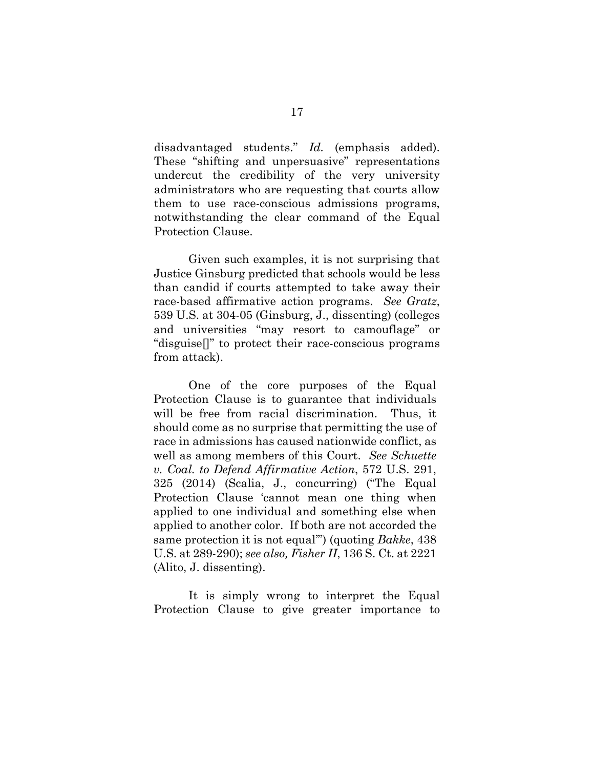disadvantaged students." *Id.* (emphasis added). These "shifting and unpersuasive" representations undercut the credibility of the very university administrators who are requesting that courts allow them to use race-conscious admissions programs, notwithstanding the clear command of the Equal Protection Clause.

Given such examples, it is not surprising that Justice Ginsburg predicted that schools would be less than candid if courts attempted to take away their race-based affirmative action programs. *See Gratz*, 539 U.S. at 304-05 (Ginsburg, J., dissenting) (colleges and universities "may resort to camouflage" or "disguise[]" to protect their race-conscious programs from attack).

One of the core purposes of the Equal Protection Clause is to guarantee that individuals will be free from racial discrimination. Thus, it should come as no surprise that permitting the use of race in admissions has caused nationwide conflict, as well as among members of this Court. *See Schuette v. Coal. to Defend Affirmative Action*, 572 U.S. 291, 325 (2014) (Scalia, J., concurring) ("The Equal Protection Clause 'cannot mean one thing when applied to one individual and something else when applied to another color. If both are not accorded the same protection it is not equal'") (quoting *Bakke*, 438 U.S. at 289-290); *see also, Fisher II*, 136 S. Ct. at 2221 (Alito, J. dissenting).

It is simply wrong to interpret the Equal Protection Clause to give greater importance to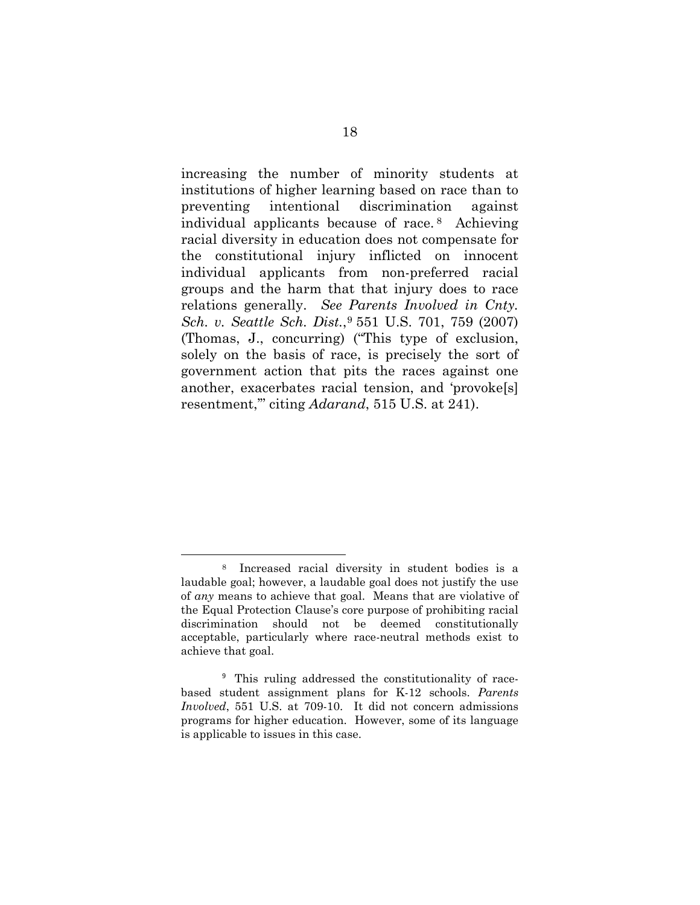increasing the number of minority students at institutions of higher learning based on race than to preventing intentional discrimination against individual applicants because of race.[8] Achieving racial diversity in education does not compensate for the constitutional injury inflicted on innocent individual applicants from non-preferred racial groups and the harm that that injury does to race relations generally. *See Parents Involved in Cnty. Sch. v. Seattle Sch. Dist.*,[9] 551 U.S. 701, 759 (2007) (Thomas, J., concurring) ("This type of exclusion, solely on the basis of race, is precisely the sort of government action that pits the races against one another, exacerbates racial tension, and 'provoke[s] resentment,'" citing *Adarand*, 515 U.S. at 241).

---

[8] Increased racial diversity in student bodies is a laudable goal; however, a laudable goal does not justify the use of *any* means to achieve that goal. Means that are violative of the Equal Protection Clause's core purpose of prohibiting racial discrimination should not be deemed constitutionally acceptable, particularly where race-neutral methods exist to achieve that goal.

[9] This ruling addressed the constitutionality of race-based student assignment plans for K-12 schools. *Parents Involved*, 551 U.S. at 709-10. It did not concern admissions programs for higher education. However, some of its language is applicable to issues in this case.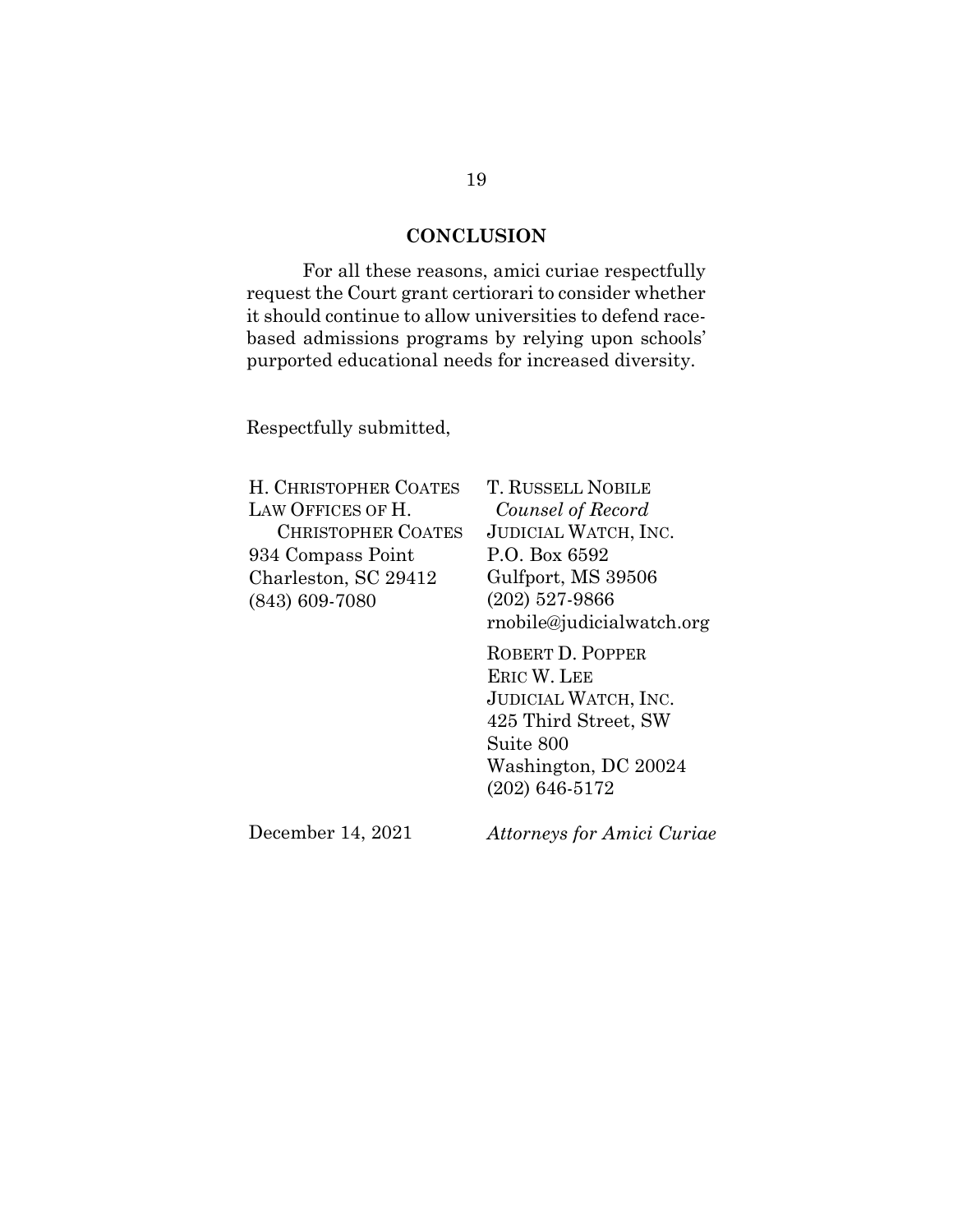## CONCLUSION

For all these reasons, amici curiae respectfully request the Court grant certiorari to consider whether it should continue to allow universities to defend race-based admissions programs by relying upon schools' purported educational needs for increased diversity.

Respectfully submitted,

H. CHRISTOPHER COATES
LAW OFFICES OF H.
CHRISTOPHER COATES
934 Compass Point
Charleston, SC 29412
(843) 609-7080

T. RUSSELL NOBILE
*Counsel of Record*
JUDICIAL WATCH, INC.
P.O. Box 6592
Gulfport, MS 39506
(202) 527-9866
rnobile@judicialwatch.org

ROBERT D. POPPER
ERIC W. LEE
JUDICIAL WATCH, INC.
425 Third Street, SW
Suite 800
Washington, DC 20024
(202) 646-5172

December 14, 2021

*Attorneys for Amici Curiae*